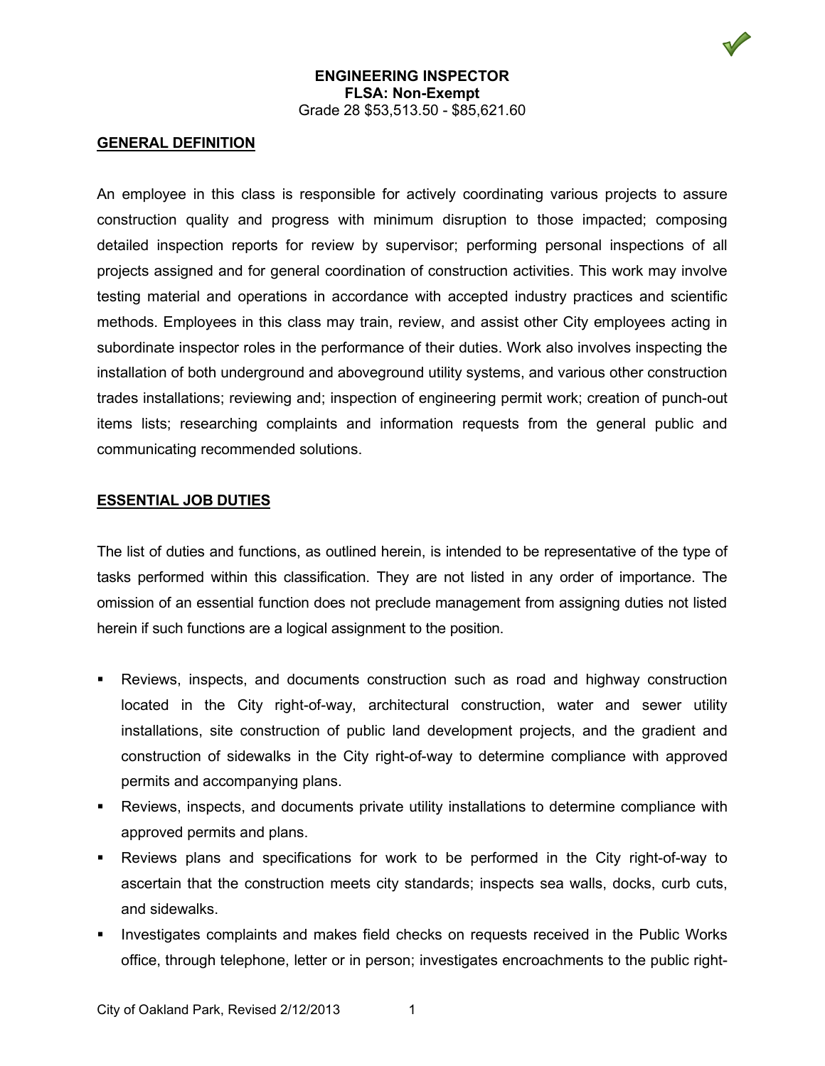# ENGINEERING INSPECTOR

**FLSA: Non-Exempt**

Grade 28 $53,513.50 - $85,621.60

## GENERAL DEFINITION

An employee in this class is responsible for actively coordinating various projects to assure construction quality and progress with minimum disruption to those impacted; composing detailed inspection reports for review by supervisor; performing personal inspections of all projects assigned and for general coordination of construction activities. This work may involve testing material and operations in accordance with accepted industry practices and scientific methods. Employees in this class may train, review, and assist other City employees acting in subordinate inspector roles in the performance of their duties. Work also involves inspecting the installation of both underground and aboveground utility systems, and various other construction trades installations; reviewing and; inspection of engineering permit work; creation of punch-out items lists; researching complaints and information requests from the general public and communicating recommended solutions.

## ESSENTIAL JOB DUTIES

The list of duties and functions, as outlined herein, is intended to be representative of the type of tasks performed within this classification. They are not listed in any order of importance. The omission of an essential function does not preclude management from assigning duties not listed herein if such functions are a logical assignment to the position.

- Reviews, inspects, and documents construction such as road and highway construction located in the City right-of-way, architectural construction, water and sewer utility installations, site construction of public land development projects, and the gradient and construction of sidewalks in the City right-of-way to determine compliance with approved permits and accompanying plans.
- Reviews, inspects, and documents private utility installations to determine compliance with approved permits and plans.
- Reviews plans and specifications for work to be performed in the City right-of-way to ascertain that the construction meets city standards; inspects sea walls, docks, curb cuts, and sidewalks.
- Investigates complaints and makes field checks on requests received in the Public Works office, through telephone, letter or in person; investigates encroachments to the public right-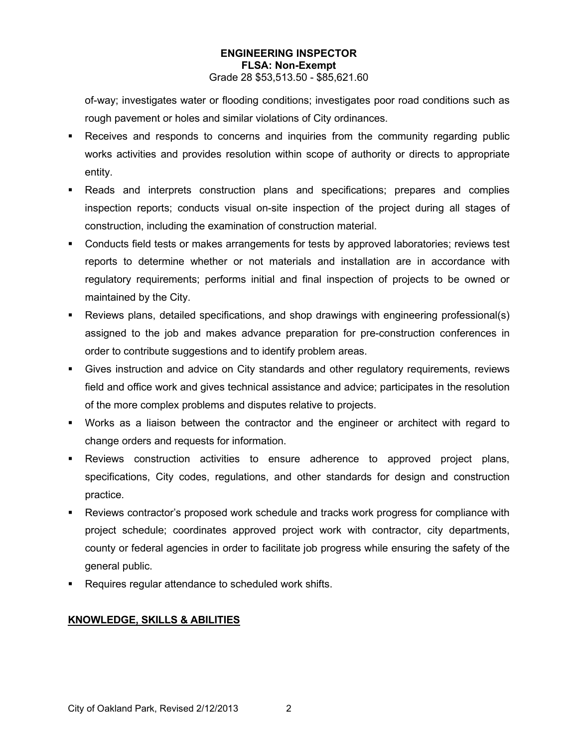of-way; investigates water or flooding conditions; investigates poor road conditions such as rough pavement or holes and similar violations of City ordinances.

- Receives and responds to concerns and inquiries from the community regarding public works activities and provides resolution within scope of authority or directs to appropriate entity.
- Reads and interprets construction plans and specifications; prepares and complies inspection reports; conducts visual on-site inspection of the project during all stages of construction, including the examination of construction material.
- Conducts field tests or makes arrangements for tests by approved laboratories; reviews test reports to determine whether or not materials and installation are in accordance with regulatory requirements; performs initial and final inspection of projects to be owned or maintained by the City.
- Reviews plans, detailed specifications, and shop drawings with engineering professional(s) assigned to the job and makes advance preparation for pre-construction conferences in order to contribute suggestions and to identify problem areas.
- Gives instruction and advice on City standards and other regulatory requirements, reviews field and office work and gives technical assistance and advice; participates in the resolution of the more complex problems and disputes relative to projects.
- Works as a liaison between the contractor and the engineer or architect with regard to change orders and requests for information.
- Reviews construction activities to ensure adherence to approved project plans, specifications, City codes, regulations, and other standards for design and construction practice.
- Reviews contractor's proposed work schedule and tracks work progress for compliance with project schedule; coordinates approved project work with contractor, city departments, county or federal agencies in order to facilitate job progress while ensuring the safety of the general public.
- Requires regular attendance to scheduled work shifts.

## KNOWLEDGE, SKILLS & ABILITIES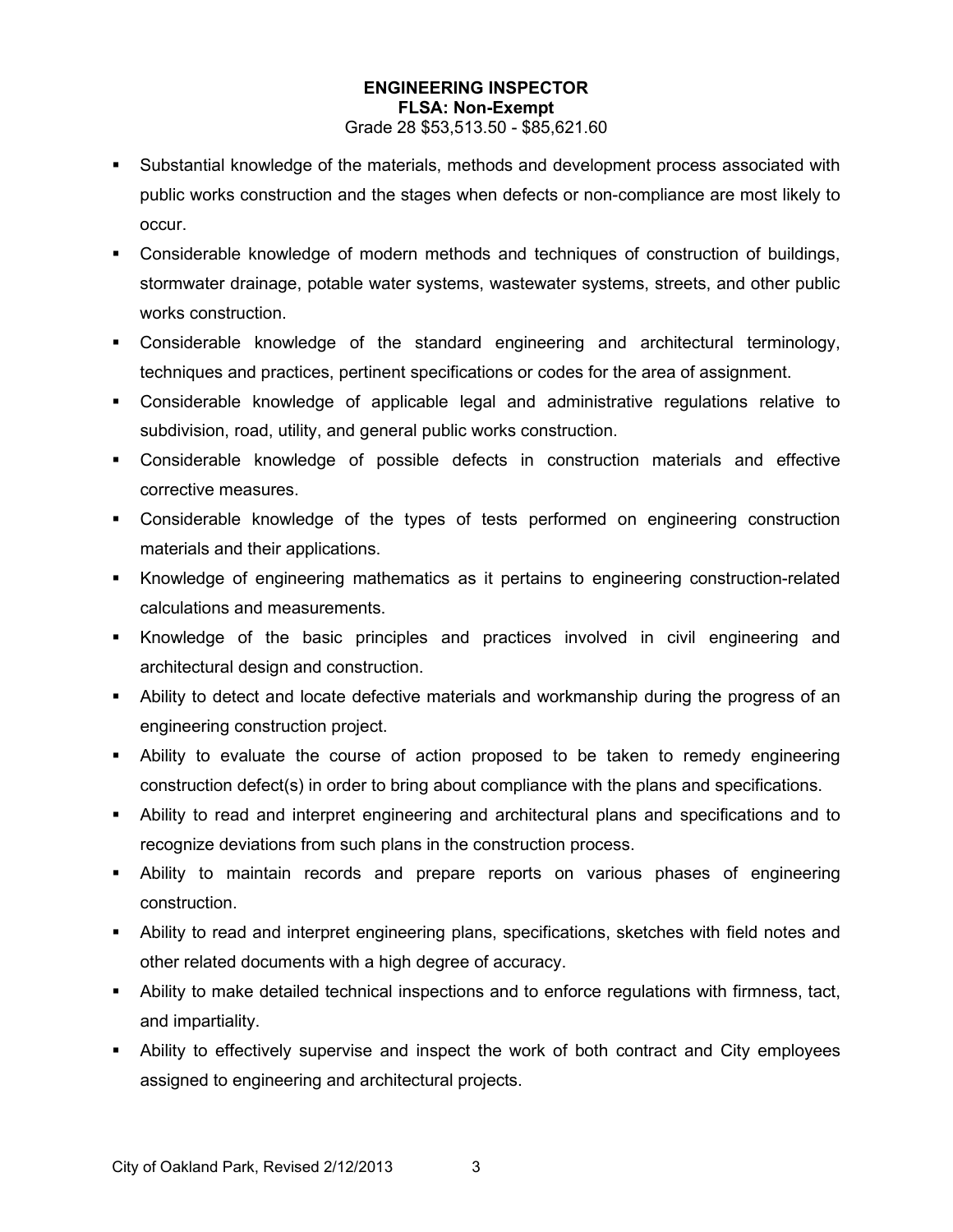**ENGINEERING INSPECTOR**
**FLSA: Non-Exempt**
Grade 28 $53,513.50 - $85,621.60

- Substantial knowledge of the materials, methods and development process associated with public works construction and the stages when defects or non-compliance are most likely to occur.
- Considerable knowledge of modern methods and techniques of construction of buildings, stormwater drainage, potable water systems, wastewater systems, streets, and other public works construction.
- Considerable knowledge of the standard engineering and architectural terminology, techniques and practices, pertinent specifications or codes for the area of assignment.
- Considerable knowledge of applicable legal and administrative regulations relative to subdivision, road, utility, and general public works construction.
- Considerable knowledge of possible defects in construction materials and effective corrective measures.
- Considerable knowledge of the types of tests performed on engineering construction materials and their applications.
- Knowledge of engineering mathematics as it pertains to engineering construction-related calculations and measurements.
- Knowledge of the basic principles and practices involved in civil engineering and architectural design and construction.
- Ability to detect and locate defective materials and workmanship during the progress of an engineering construction project.
- Ability to evaluate the course of action proposed to be taken to remedy engineering construction defect(s) in order to bring about compliance with the plans and specifications.
- Ability to read and interpret engineering and architectural plans and specifications and to recognize deviations from such plans in the construction process.
- Ability to maintain records and prepare reports on various phases of engineering construction.
- Ability to read and interpret engineering plans, specifications, sketches with field notes and other related documents with a high degree of accuracy.
- Ability to make detailed technical inspections and to enforce regulations with firmness, tact, and impartiality.
- Ability to effectively supervise and inspect the work of both contract and City employees assigned to engineering and architectural projects.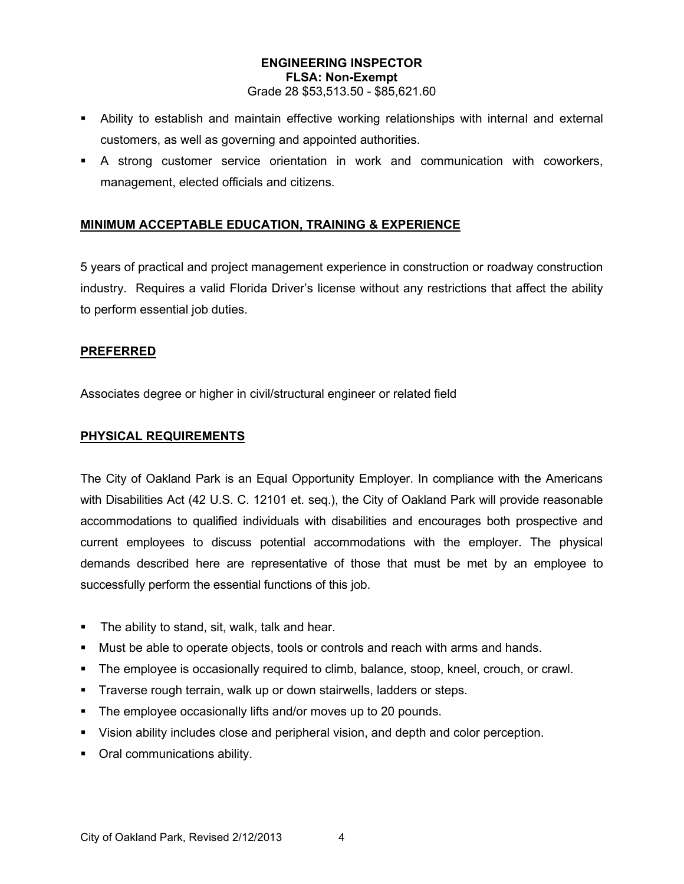**ENGINEERING INSPECTOR**
**FLSA: Non-Exempt**
Grade 28 $53,513.50 - $85,621.60

- Ability to establish and maintain effective working relationships with internal and external customers, as well as governing and appointed authorities.
- A strong customer service orientation in work and communication with coworkers, management, elected officials and citizens.

## MINIMUM ACCEPTABLE EDUCATION, TRAINING & EXPERIENCE

5 years of practical and project management experience in construction or roadway construction industry. Requires a valid Florida Driver's license without any restrictions that affect the ability to perform essential job duties.

## PREFERRED

Associates degree or higher in civil/structural engineer or related field

## PHYSICAL REQUIREMENTS

The City of Oakland Park is an Equal Opportunity Employer. In compliance with the Americans with Disabilities Act (42 U.S. C. 12101 et. seq.), the City of Oakland Park will provide reasonable accommodations to qualified individuals with disabilities and encourages both prospective and current employees to discuss potential accommodations with the employer. The physical demands described here are representative of those that must be met by an employee to successfully perform the essential functions of this job.

- The ability to stand, sit, walk, talk and hear.
- Must be able to operate objects, tools or controls and reach with arms and hands.
- The employee is occasionally required to climb, balance, stoop, kneel, crouch, or crawl.
- Traverse rough terrain, walk up or down stairwells, ladders or steps.
- The employee occasionally lifts and/or moves up to 20 pounds.
- Vision ability includes close and peripheral vision, and depth and color perception.
- Oral communications ability.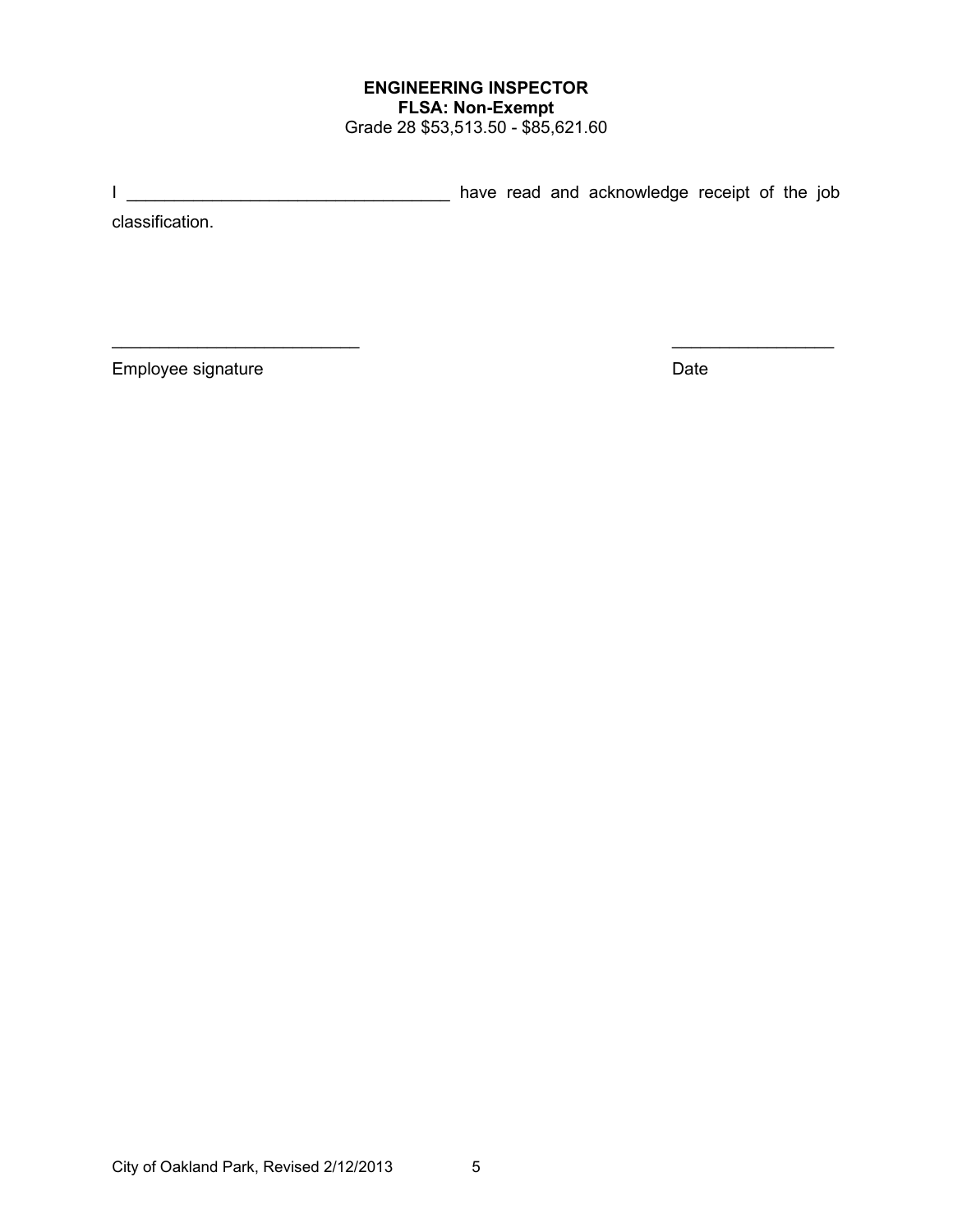**ENGINEERING INSPECTOR**
**FLSA: Non-Exempt**
Grade 28 $53,513.50 - $85,621.60

I \_\_\_\_\_\_\_\_\_\_\_\_\_\_\_\_\_\_\_\_\_\_\_\_\_\_\_\_\_\_\_\_\_\_\_ have read and acknowledge receipt of the job classification.

\_\_\_\_\_\_\_\_\_\_\_\_\_\_\_\_\_\_\_\_\_\_\_\_\_\_\_ \_\_\_\_\_\_\_\_\_\_\_\_\_\_\_\_\_\_

Employee signature Date